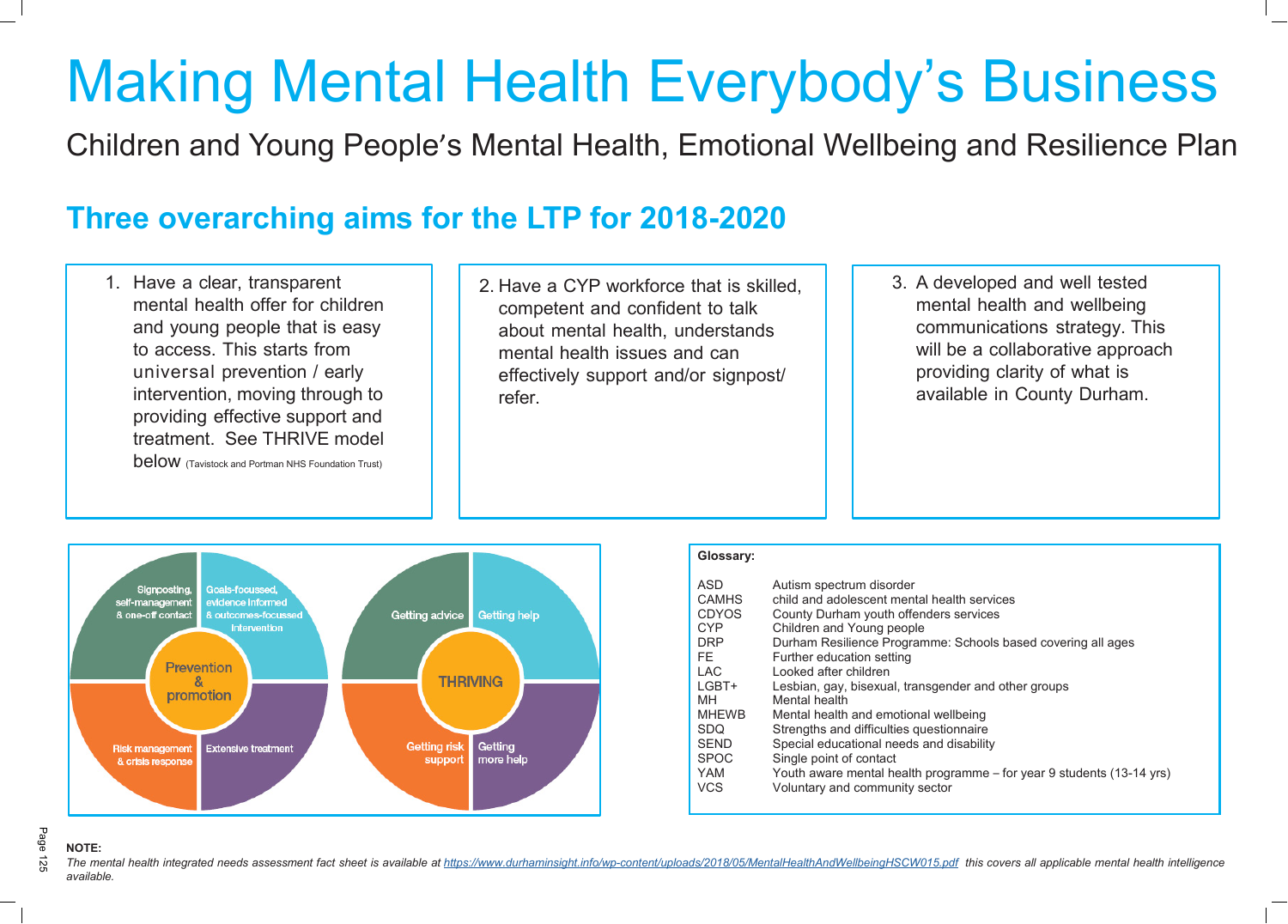# Making Mental Health Everybody's Business

Children and Young People's Mental Health, Emotional Wellbeing and Resilience Plan

## Three overarching aims for the LTP for 2018-2020

1. Have a clear, transparent mental health offer for children and young people that is easy to access. This starts from universal prevention / early intervention, moving through to providing effective support and treatment. See THRIVE model below (Tavistock and Portman NHS Foundation Trust)

2. Have a CYP workforce that is skilled, competent and confident to talk about mental health, understands mental health issues and can effectively support and/or signpost/ refer.

3. A developed and well tested mental health and wellbeing communications strategy. This will be a collaborative approach providing clarity of what is available in County Durham.

Prevention & promotion:
- Signposting, self-management & one-off contact
- Goals-focussed, evidence informed & outcomes-focussed intervention
- Risk management & crisis response
- Extensive treatment

THRIVING:
- Getting advice
- Getting help
- Getting risk support
- Getting more help

**Glossary:**

| | |
|---|---|
| ASD | Autism spectrum disorder |
| CAMHS | child and adolescent mental health services |
| CDYOS | County Durham youth offenders services |
| CYP | Children and Young people |
| DRP | Durham Resilience Programme: Schools based covering all ages |
| FE | Further education setting |
| LAC | Looked after children |
| LGBT+ | Lesbian, gay, bisexual, transgender and other groups |
| MH | Mental health |
| MHEWB | Mental health and emotional wellbeing |
| SDQ | Strengths and difficulties questionnaire |
| SEND | Special educational needs and disability |
| SPOC | Single point of contact |
| YAM | Youth aware mental health programme – for year 9 students (13-14 yrs) |
| VCS | Voluntary and community sector |

**NOTE:**

*The mental health integrated needs assessment fact sheet is available at https://www.durhaminsight.info/wp-content/uploads/2018/05/MentalHealthAndWellbeingHSCW015.pdf this covers all applicable mental health intelligence available.*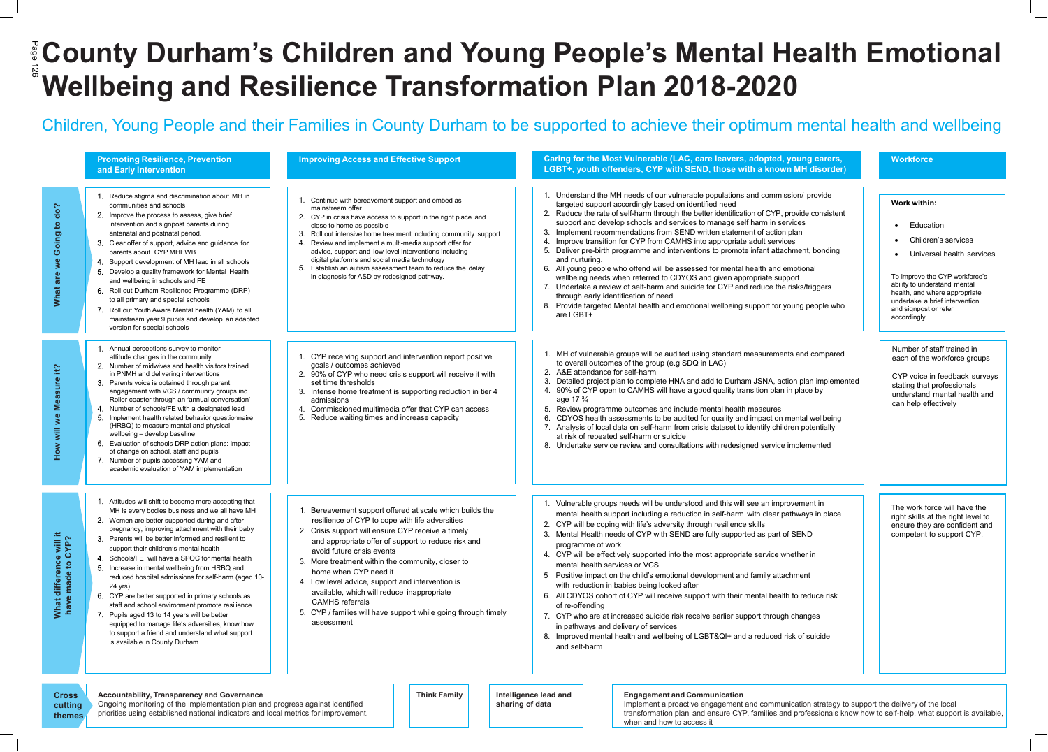# County Durham's Children and Young People's Mental Health Emotional Wellbeing and Resilience Transformation Plan 2018-2020

## Children, Young People and their Families in County Durham to be supported to achieve their optimum mental health and wellbeing

| | Promoting Resilience, Prevention and Early Intervention | Improving Access and Effective Support | Caring for the Most Vulnerable (LAC, care leavers, adopted, young carers, LGBT+, youth offenders, CYP with SEND, those with a known MH disorder) | Workforce |
|---|---|---|---|---|
| **What are we Going to do?** | 1. Reduce stigma and discrimination about MH in communities and schools<br>2. Improve the process to assess, give brief intervention and signpost parents during antenatal and postnatal period.<br>3. Clear offer of support, advice and guidance for parents about CYP MHEWB<br>4. Support development of MH lead in all schools<br>5. Develop a quality framework for Mental Health and wellbeing in schools and FE<br>6. Roll out Durham Resilience Programme (DRP) to all primary and special schools<br>7. Roll out Youth Aware Mental health (YAM) to all mainstream year 9 pupils and develop an adapted version for special schools | 1. Continue with bereavement support and embed as mainstream offer<br>2. CYP in crisis have access to support in the right place and close to home as possible<br>3. Roll out intensive home treatment including community support<br>4. Review and implement a multi-media support offer for advice, support and low-level interventions including digital platforms and social media technology<br>5. Establish an autism assessment team to reduce the delay in diagnosis for ASD by redesigned pathway. | 1. Understand the MH needs of our vulnerable populations and commission/ provide targeted support accordingly based on identified need<br>2. Reduce the rate of self-harm through the better identification of CYP, provide consistent support and develop schools and services to manage self harm in services<br>3. Implement recommendations from SEND written statement of action plan<br>4. Improve transition for CYP from CAMHS into appropriate adult services<br>5. Deliver pre-birth programme and interventions to promote infant attachment, bonding and nurturing.<br>6. All young people who offend will be assessed for mental health and emotional wellbeing needs when referred to CDYOS and given appropriate support<br>7. Undertake a review of self-harm and suicide for CYP and reduce the risks/triggers through early identification of need<br>8. Provide targeted Mental health and emotional wellbeing support for young people who are LGBT+ | **Work within:**<br>• Education<br>• Children's services<br>• Universal health services<br><br>To improve the CYP workforce's ability to understand mental health, and where appropriate undertake a brief intervention and signpost or refer accordingly |
| **How will we Measure it?** | 1. Annual perceptions survey to monitor attitude changes in the community<br>2. Number of midwives and health visitors trained in PNMH and delivering interventions<br>3. Parents voice is obtained through parent engagement with VCS / community groups inc. Roller-coaster through an 'annual conversation'<br>4. Number of schools/FE with a designated lead<br>5. Implement health related behavior questionnaire (HRBQ) to measure mental and physical wellbeing – develop baseline<br>6. Evaluation of schools DRP action plans: impact of change on school, staff and pupils<br>7. Number of pupils accessing YAM and academic evaluation of YAM implementation | 1. CYP receiving support and intervention report positive goals / outcomes achieved<br>2. 90% of CYP who need crisis support will receive it with set time thresholds<br>3. Intense home treatment is supporting reduction in tier 4 admissions<br>4. Commissioned multimedia offer that CYP can access<br>5. Reduce waiting times and increase capacity | 1. MH of vulnerable groups will be audited using standard measurements and compared to overall outcomes of the group (e.g SDQ in LAC)<br>2. A&E attendance for self-harm<br>3. Detailed project plan to complete HNA and add to Durham JSNA, action plan implemented<br>4. 90% of CYP open to CAMHS will have a good quality transition plan in place by age 17 ¾<br>5. Review programme outcomes and include mental health measures<br>6. CDYOS health assessments to be audited for quality and impact on mental wellbeing<br>7. Analysis of local data on self-harm from crisis dataset to identify children potentially at risk of repeated self-harm or suicide<br>8. Undertake service review and consultations with redesigned service implemented | Number of staff trained in each of the workforce groups<br><br>CYP voice in feedback surveys stating that professionals understand mental health and can help effectively |
| **What difference will it have made to CYP?** | 1. Attitudes will shift to become more accepting that MH is every bodies business and we all have MH<br>2. Women are better supported during and after pregnancy, improving attachment with their baby<br>3. Parents will be better informed and resilient to support their children's mental health<br>4. Schools/FE will have a SPOC for mental health<br>5. Increase in mental wellbeing from HRBQ and reduced hospital admissions for self-harm (aged 10-24 yrs)<br>6. CYP are better supported in primary schools as staff and school environment promote resilience<br>7. Pupils aged 13 to 14 years will be better equipped to manage life's adversities, know how to support a friend and understand what support is available in County Durham | 1. Bereavement support offered at scale which builds the resilience of CYP to cope with life adversities<br>2. Crisis support will ensure CYP receive a timely and appropriate offer of support to reduce risk and avoid future crisis events<br>3. More treatment within the community, closer to home when CYP need it<br>4. Low level advice, support and intervention is available, which will reduce inappropriate CAMHS referrals<br>5. CYP / families will have support while going through timely assessment | 1. Vulnerable groups needs will be understood and this will see an improvement in mental health support including a reduction in self-harm with clear pathways in place<br>2. CYP will be coping with life's adversity through resilience skills<br>3. Mental Health needs of CYP with SEND are fully supported as part of SEND programme of work<br>4. CYP will be effectively supported into the most appropriate service whether in mental health services or VCS<br>5 Positive impact on the child's emotional development and family attachment with reduction in babies being looked after<br>6. All CDYOS cohort of CYP will receive support with their mental health to reduce risk of re-offending<br>7. CYP who are at increased suicide risk receive earlier support through changes in pathways and delivery of services<br>8. Improved mental health and wellbeing of LGBT&QI+ and a reduced risk of suicide and self-harm | The work force will have the right skills at the right level to ensure they are confident and competent to support CYP. |

**Cross cutting themes**

**Accountability, Transparency and Governance**
Ongoing monitoring of the implementation plan and progress against identified priorities using established national indicators and local metrics for improvement.

**Think Family**

**Intelligence lead and sharing of data**

**Engagement and Communication**
Implement a proactive engagement and communication strategy to support the delivery of the local transformation plan and ensure CYP, families and professionals know how to self-help, what support is available, when and how to access it